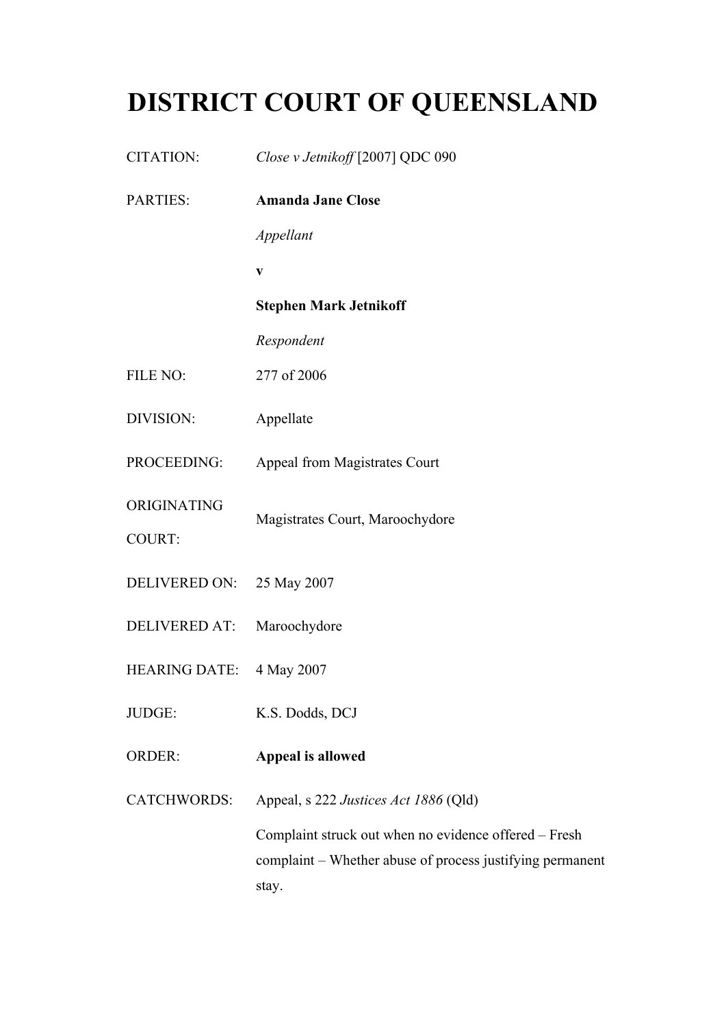# DISTRICT COURT OF QUEENSLAND

| | |
|---|---|
| CITATION: | *Close v Jetnikoff* [2007] QDC 090 |
| PARTIES: | **Amanda Jane Close** |
| | *Appellant* |
| | **v** |
| | **Stephen Mark Jetnikoff** |
| | *Respondent* |
| FILE NO: | 277 of 2006 |
| DIVISION: | Appellate |
| PROCEEDING: | Appeal from Magistrates Court |
| ORIGINATING COURT: | Magistrates Court, Maroochydore |
| DELIVERED ON: | 25 May 2007 |
| DELIVERED AT: | Maroochydore |
| HEARING DATE: | 4 May 2007 |
| JUDGE: | K.S. Dodds, DCJ |
| ORDER: | **Appeal is allowed** |
| CATCHWORDS: | Appeal, s 222 *Justices Act 1886* (Qld) |
| | Complaint struck out when no evidence offered – Fresh complaint – Whether abuse of process justifying permanent stay. |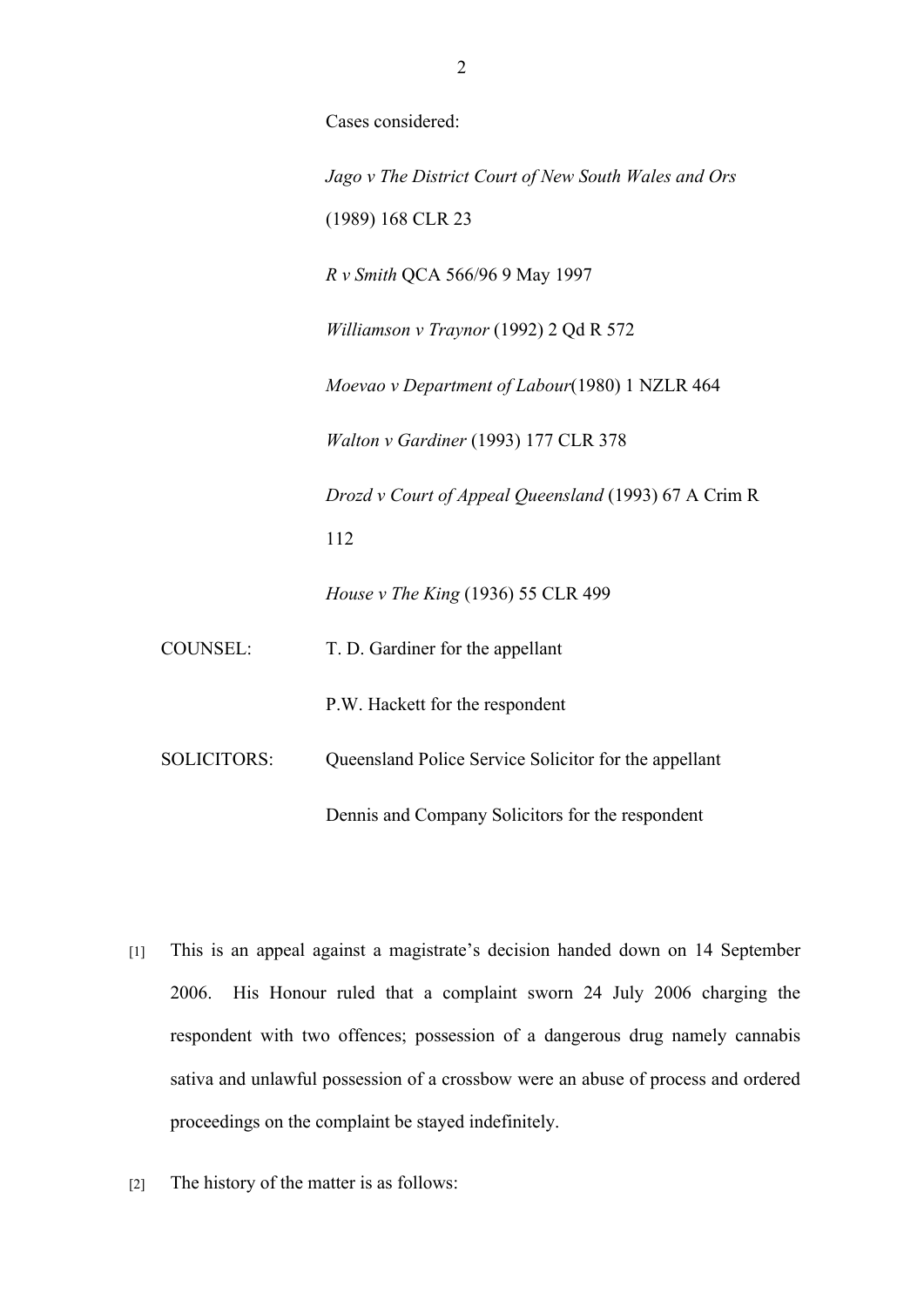Cases considered:

*Jago v The District Court of New South Wales and Ors* (1989) 168 CLR 23

*R v Smith* QCA 566/96 9 May 1997

*Williamson v Traynor* (1992) 2 Qd R 572

*Moevao v Department of Labour*(1980) 1 NZLR 464

*Walton v Gardiner* (1993) 177 CLR 378

*Drozd v Court of Appeal Queensland* (1993) 67 A Crim R 112

*House v The King* (1936) 55 CLR 499

COUNSEL: T. D. Gardiner for the appellant

P.W. Hackett for the respondent

SOLICITORS: Queensland Police Service Solicitor for the appellant

Dennis and Company Solicitors for the respondent

[1] This is an appeal against a magistrate's decision handed down on 14 September 2006. His Honour ruled that a complaint sworn 24 July 2006 charging the respondent with two offences; possession of a dangerous drug namely cannabis sativa and unlawful possession of a crossbow were an abuse of process and ordered proceedings on the complaint be stayed indefinitely.

[2] The history of the matter is as follows: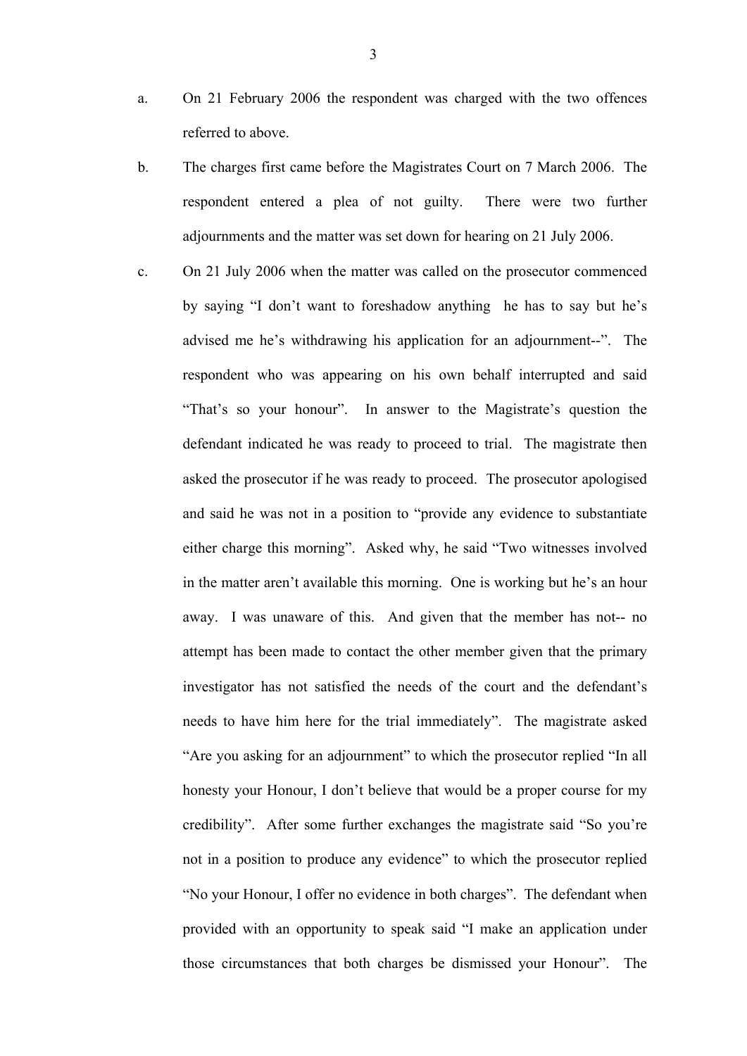a. On 21 February 2006 the respondent was charged with the two offences referred to above.

b. The charges first came before the Magistrates Court on 7 March 2006. The respondent entered a plea of not guilty. There were two further adjournments and the matter was set down for hearing on 21 July 2006.

c. On 21 July 2006 when the matter was called on the prosecutor commenced by saying "I don't want to foreshadow anything he has to say but he's advised me he's withdrawing his application for an adjournment--". The respondent who was appearing on his own behalf interrupted and said "That's so your honour". In answer to the Magistrate's question the defendant indicated he was ready to proceed to trial. The magistrate then asked the prosecutor if he was ready to proceed. The prosecutor apologised and said he was not in a position to "provide any evidence to substantiate either charge this morning". Asked why, he said "Two witnesses involved in the matter aren't available this morning. One is working but he's an hour away. I was unaware of this. And given that the member has not-- no attempt has been made to contact the other member given that the primary investigator has not satisfied the needs of the court and the defendant's needs to have him here for the trial immediately". The magistrate asked "Are you asking for an adjournment" to which the prosecutor replied "In all honesty your Honour, I don't believe that would be a proper course for my credibility". After some further exchanges the magistrate said "So you're not in a position to produce any evidence" to which the prosecutor replied "No your Honour, I offer no evidence in both charges". The defendant when provided with an opportunity to speak said "I make an application under those circumstances that both charges be dismissed your Honour". The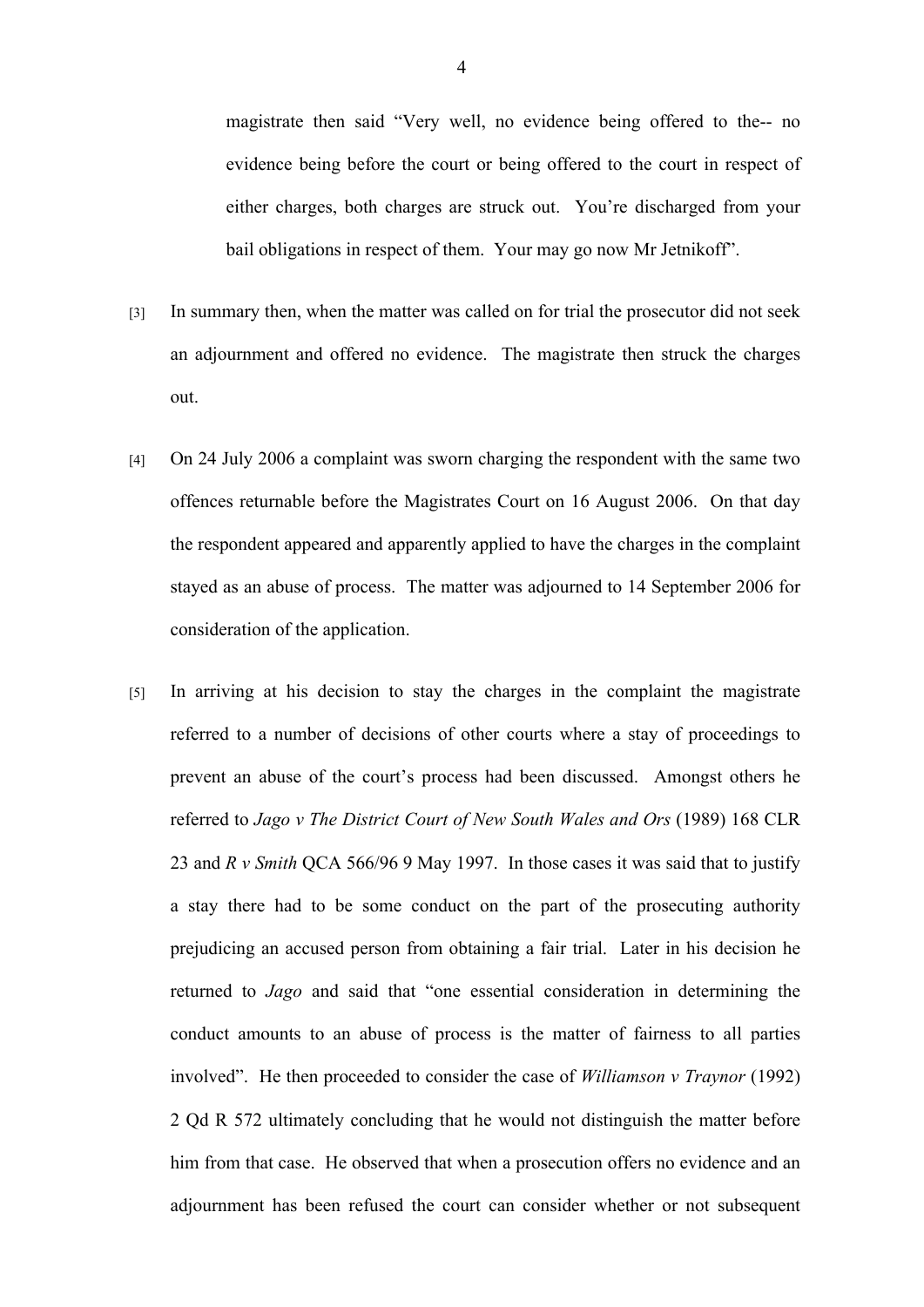magistrate then said "Very well, no evidence being offered to the-- no evidence being before the court or being offered to the court in respect of either charges, both charges are struck out. You're discharged from your bail obligations in respect of them. Your may go now Mr Jetnikoff".

[3] In summary then, when the matter was called on for trial the prosecutor did not seek an adjournment and offered no evidence. The magistrate then struck the charges out.

[4] On 24 July 2006 a complaint was sworn charging the respondent with the same two offences returnable before the Magistrates Court on 16 August 2006. On that day the respondent appeared and apparently applied to have the charges in the complaint stayed as an abuse of process. The matter was adjourned to 14 September 2006 for consideration of the application.

[5] In arriving at his decision to stay the charges in the complaint the magistrate referred to a number of decisions of other courts where a stay of proceedings to prevent an abuse of the court's process had been discussed. Amongst others he referred to *Jago v The District Court of New South Wales and Ors* (1989) 168 CLR 23 and *R v Smith* QCA 566/96 9 May 1997. In those cases it was said that to justify a stay there had to be some conduct on the part of the prosecuting authority prejudicing an accused person from obtaining a fair trial. Later in his decision he returned to *Jago* and said that "one essential consideration in determining the conduct amounts to an abuse of process is the matter of fairness to all parties involved". He then proceeded to consider the case of *Williamson v Traynor* (1992) 2 Qd R 572 ultimately concluding that he would not distinguish the matter before him from that case. He observed that when a prosecution offers no evidence and an adjournment has been refused the court can consider whether or not subsequent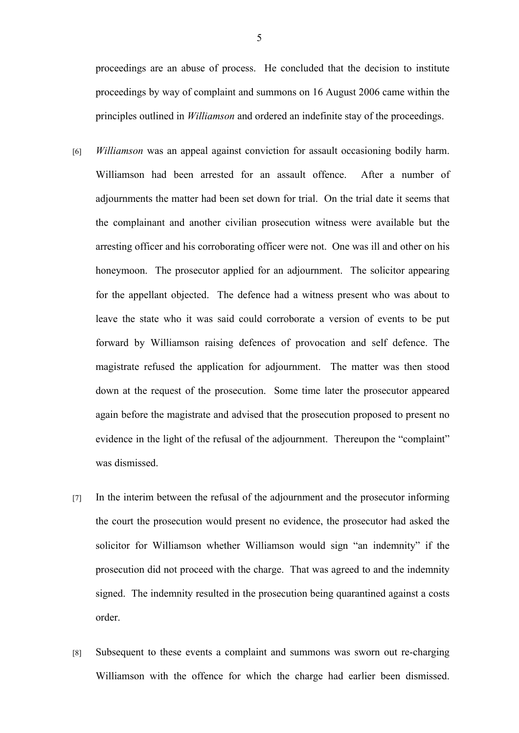proceedings are an abuse of process. He concluded that the decision to institute proceedings by way of complaint and summons on 16 August 2006 came within the principles outlined in *Williamson* and ordered an indefinite stay of the proceedings.

[6] *Williamson* was an appeal against conviction for assault occasioning bodily harm. Williamson had been arrested for an assault offence. After a number of adjournments the matter had been set down for trial. On the trial date it seems that the complainant and another civilian prosecution witness were available but the arresting officer and his corroborating officer were not. One was ill and other on his honeymoon. The prosecutor applied for an adjournment. The solicitor appearing for the appellant objected. The defence had a witness present who was about to leave the state who it was said could corroborate a version of events to be put forward by Williamson raising defences of provocation and self defence. The magistrate refused the application for adjournment. The matter was then stood down at the request of the prosecution. Some time later the prosecutor appeared again before the magistrate and advised that the prosecution proposed to present no evidence in the light of the refusal of the adjournment. Thereupon the "complaint" was dismissed.

[7] In the interim between the refusal of the adjournment and the prosecutor informing the court the prosecution would present no evidence, the prosecutor had asked the solicitor for Williamson whether Williamson would sign "an indemnity" if the prosecution did not proceed with the charge. That was agreed to and the indemnity signed. The indemnity resulted in the prosecution being quarantined against a costs order.

[8] Subsequent to these events a complaint and summons was sworn out re-charging Williamson with the offence for which the charge had earlier been dismissed.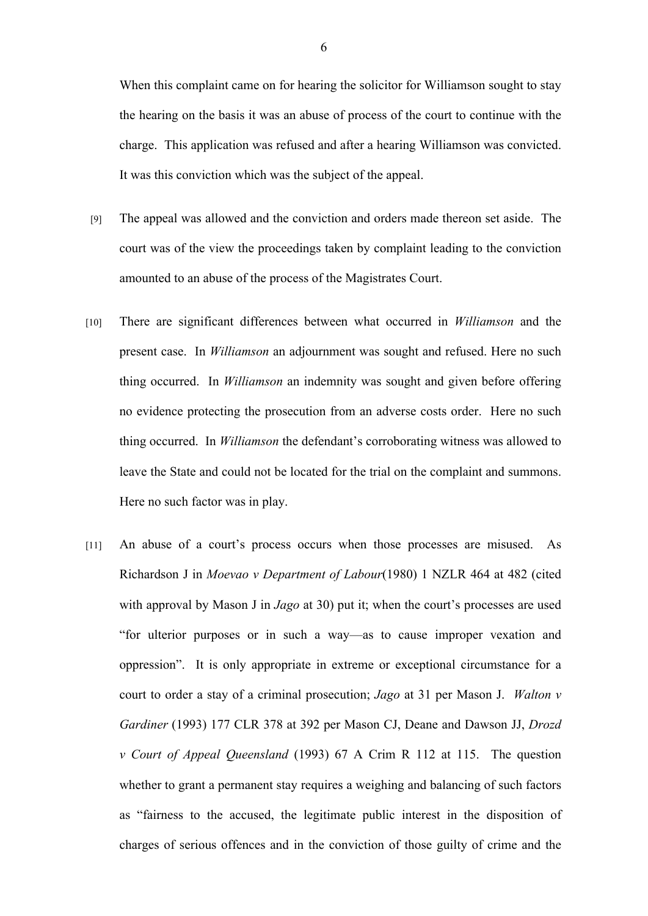When this complaint came on for hearing the solicitor for Williamson sought to stay the hearing on the basis it was an abuse of process of the court to continue with the charge. This application was refused and after a hearing Williamson was convicted. It was this conviction which was the subject of the appeal.

[9] The appeal was allowed and the conviction and orders made thereon set aside. The court was of the view the proceedings taken by complaint leading to the conviction amounted to an abuse of the process of the Magistrates Court.

[10] There are significant differences between what occurred in *Williamson* and the present case. In *Williamson* an adjournment was sought and refused. Here no such thing occurred. In *Williamson* an indemnity was sought and given before offering no evidence protecting the prosecution from an adverse costs order. Here no such thing occurred. In *Williamson* the defendant's corroborating witness was allowed to leave the State and could not be located for the trial on the complaint and summons. Here no such factor was in play.

[11] An abuse of a court's process occurs when those processes are misused. As Richardson J in *Moevao v Department of Labour*(1980) 1 NZLR 464 at 482 (cited with approval by Mason J in *Jago* at 30) put it; when the court's processes are used "for ulterior purposes or in such a way—as to cause improper vexation and oppression". It is only appropriate in extreme or exceptional circumstance for a court to order a stay of a criminal prosecution; *Jago* at 31 per Mason J. *Walton v Gardiner* (1993) 177 CLR 378 at 392 per Mason CJ, Deane and Dawson JJ, *Drozd v Court of Appeal Queensland* (1993) 67 A Crim R 112 at 115. The question whether to grant a permanent stay requires a weighing and balancing of such factors as "fairness to the accused, the legitimate public interest in the disposition of charges of serious offences and in the conviction of those guilty of crime and the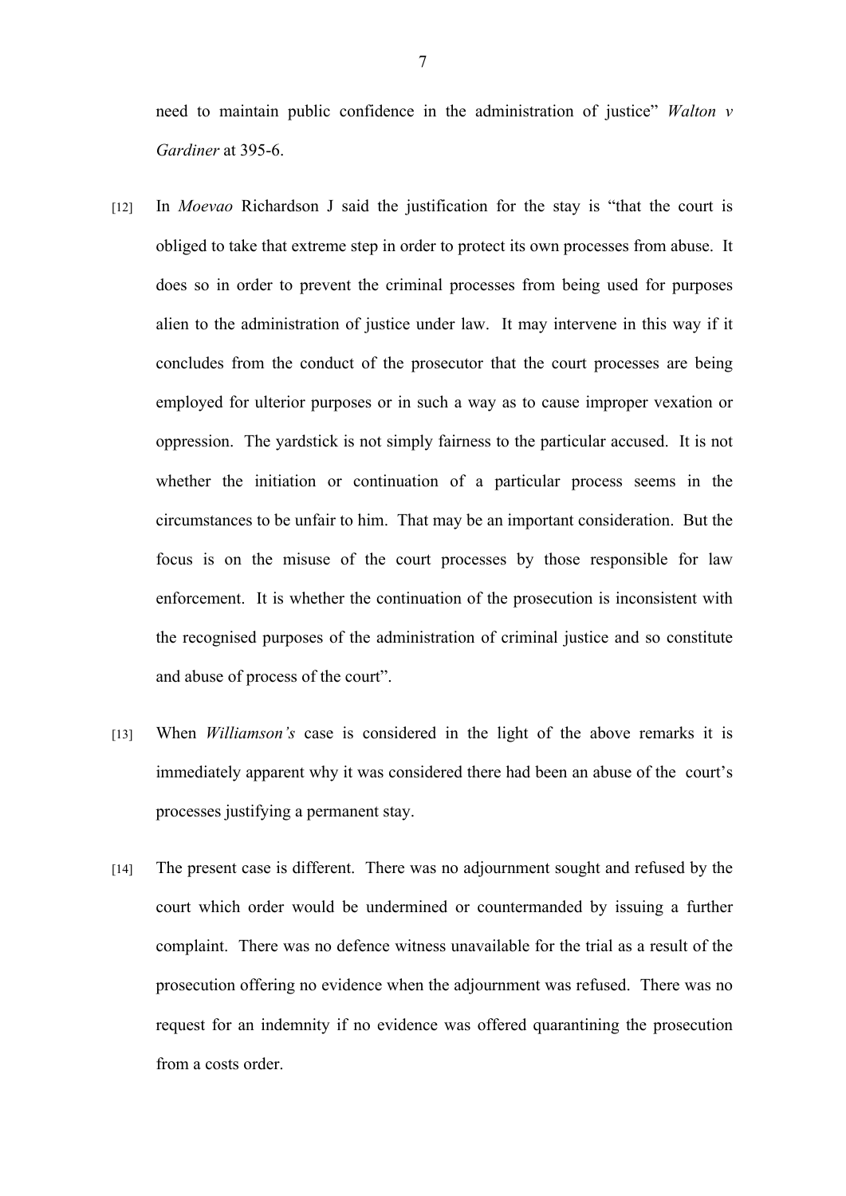need to maintain public confidence in the administration of justice" *Walton v Gardiner* at 395-6.

[12] In *Moevao* Richardson J said the justification for the stay is "that the court is obliged to take that extreme step in order to protect its own processes from abuse. It does so in order to prevent the criminal processes from being used for purposes alien to the administration of justice under law. It may intervene in this way if it concludes from the conduct of the prosecutor that the court processes are being employed for ulterior purposes or in such a way as to cause improper vexation or oppression. The yardstick is not simply fairness to the particular accused. It is not whether the initiation or continuation of a particular process seems in the circumstances to be unfair to him. That may be an important consideration. But the focus is on the misuse of the court processes by those responsible for law enforcement. It is whether the continuation of the prosecution is inconsistent with the recognised purposes of the administration of criminal justice and so constitute and abuse of process of the court".

[13] When *Williamson's* case is considered in the light of the above remarks it is immediately apparent why it was considered there had been an abuse of the court's processes justifying a permanent stay.

[14] The present case is different. There was no adjournment sought and refused by the court which order would be undermined or countermanded by issuing a further complaint. There was no defence witness unavailable for the trial as a result of the prosecution offering no evidence when the adjournment was refused. There was no request for an indemnity if no evidence was offered quarantining the prosecution from a costs order.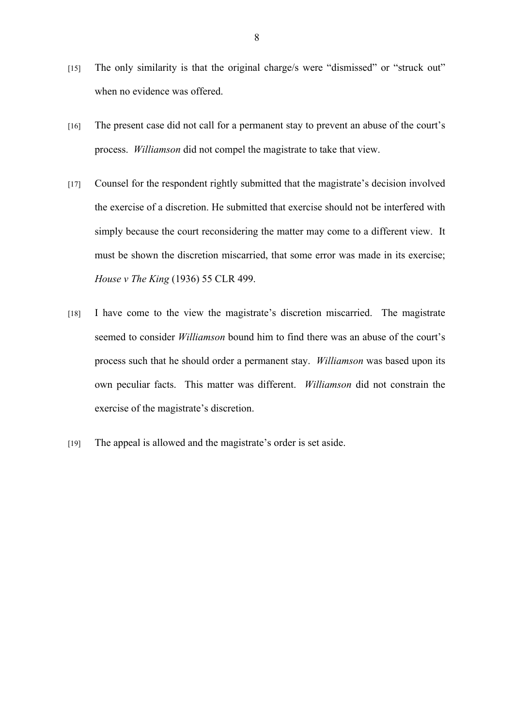[15] The only similarity is that the original charge/s were "dismissed" or "struck out" when no evidence was offered.

[16] The present case did not call for a permanent stay to prevent an abuse of the court's process. *Williamson* did not compel the magistrate to take that view.

[17] Counsel for the respondent rightly submitted that the magistrate's decision involved the exercise of a discretion. He submitted that exercise should not be interfered with simply because the court reconsidering the matter may come to a different view. It must be shown the discretion miscarried, that some error was made in its exercise; *House v The King* (1936) 55 CLR 499.

[18] I have come to the view the magistrate's discretion miscarried. The magistrate seemed to consider *Williamson* bound him to find there was an abuse of the court's process such that he should order a permanent stay. *Williamson* was based upon its own peculiar facts. This matter was different. *Williamson* did not constrain the exercise of the magistrate's discretion.

[19] The appeal is allowed and the magistrate's order is set aside.